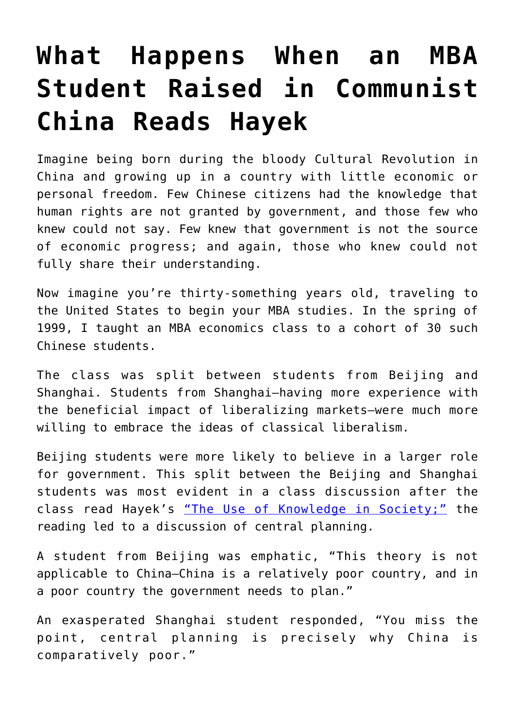# What Happens When an MBA Student Raised in Communist China Reads Hayek

Imagine being born during the bloody Cultural Revolution in China and growing up in a country with little economic or personal freedom. Few Chinese citizens had the knowledge that human rights are not granted by government, and those few who knew could not say. Few knew that government is not the source of economic progress; and again, those who knew could not fully share their understanding.

Now imagine you're thirty-something years old, traveling to the United States to begin your MBA studies. In the spring of 1999, I taught an MBA economics class to a cohort of 30 such Chinese students.

The class was split between students from Beijing and Shanghai. Students from Shanghai—having more experience with the beneficial impact of liberalizing markets—were much more willing to embrace the ideas of classical liberalism.

Beijing students were more likely to believe in a larger role for government. This split between the Beijing and Shanghai students was most evident in a class discussion after the class read Hayek's "The Use of Knowledge in Society;" the reading led to a discussion of central planning.

A student from Beijing was emphatic, "This theory is not applicable to China—China is a relatively poor country, and in a poor country the government needs to plan."

An exasperated Shanghai student responded, "You miss the point, central planning is precisely why China is comparatively poor."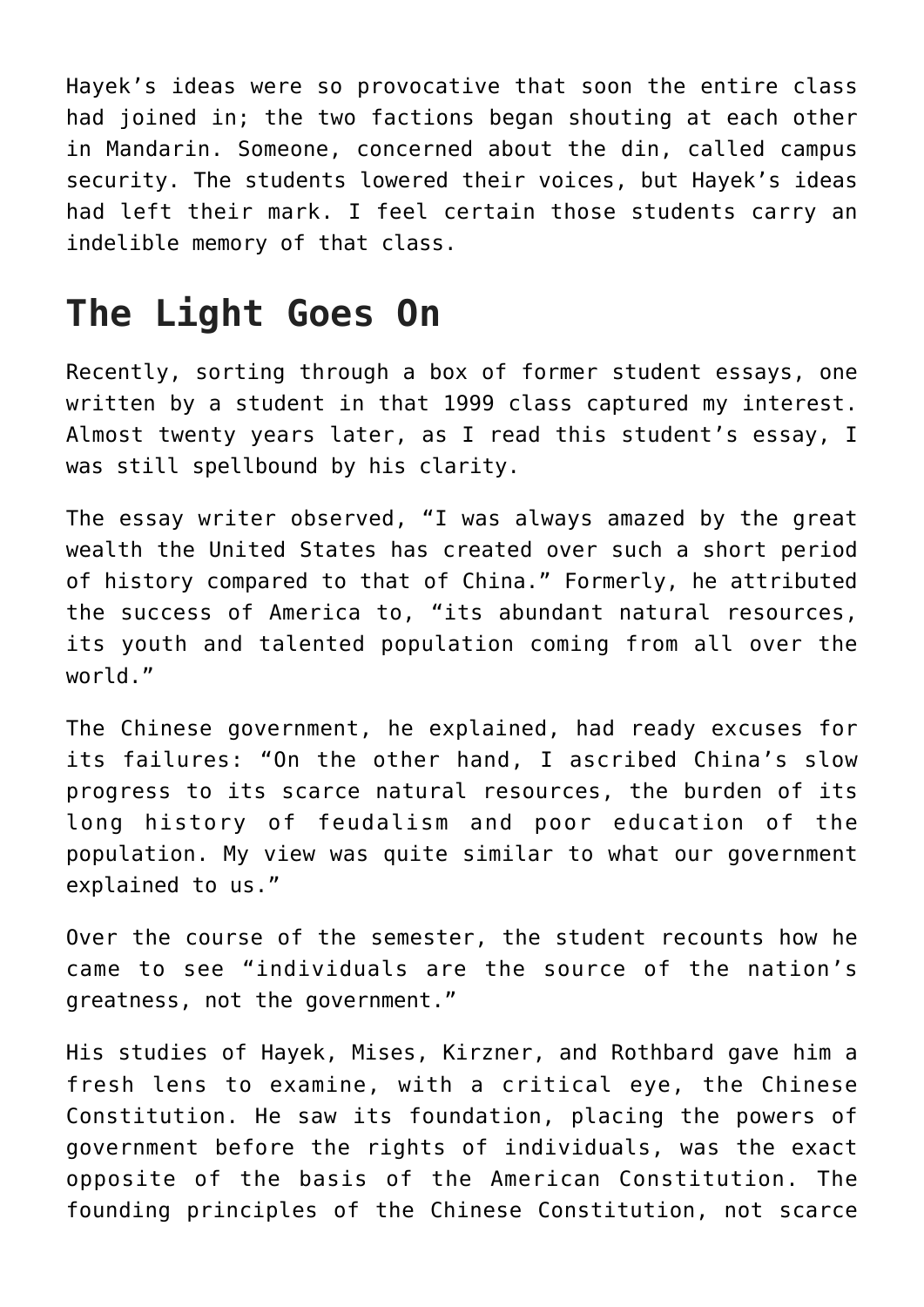Hayek's ideas were so provocative that soon the entire class had joined in; the two factions began shouting at each other in Mandarin. Someone, concerned about the din, called campus security. The students lowered their voices, but Hayek's ideas had left their mark. I feel certain those students carry an indelible memory of that class.

## The Light Goes On

Recently, sorting through a box of former student essays, one written by a student in that 1999 class captured my interest. Almost twenty years later, as I read this student's essay, I was still spellbound by his clarity.

The essay writer observed, "I was always amazed by the great wealth the United States has created over such a short period of history compared to that of China." Formerly, he attributed the success of America to, "its abundant natural resources, its youth and talented population coming from all over the world."

The Chinese government, he explained, had ready excuses for its failures: "On the other hand, I ascribed China's slow progress to its scarce natural resources, the burden of its long history of feudalism and poor education of the population. My view was quite similar to what our government explained to us."

Over the course of the semester, the student recounts how he came to see "individuals are the source of the nation's greatness, not the government."

His studies of Hayek, Mises, Kirzner, and Rothbard gave him a fresh lens to examine, with a critical eye, the Chinese Constitution. He saw its foundation, placing the powers of government before the rights of individuals, was the exact opposite of the basis of the American Constitution. The founding principles of the Chinese Constitution, not scarce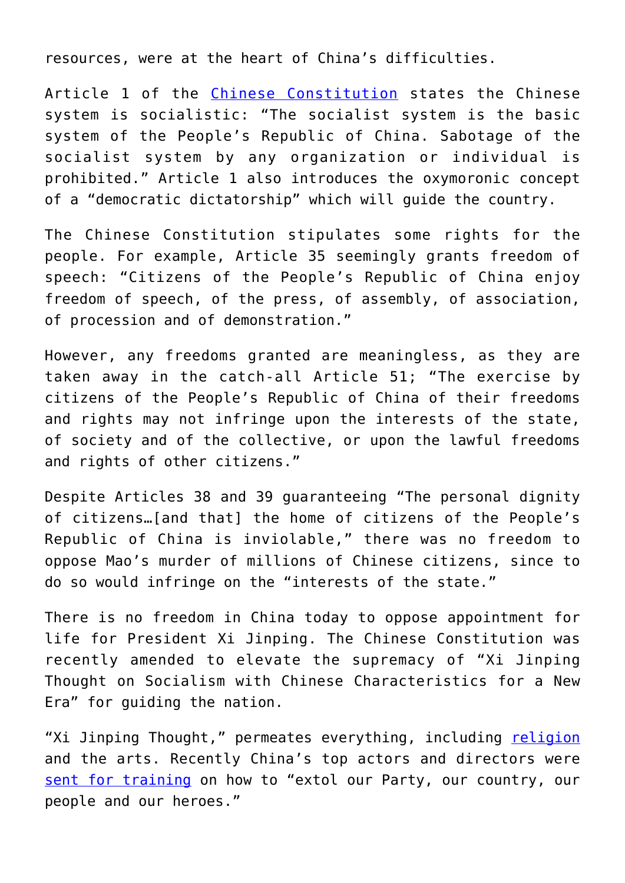resources, were at the heart of China's difficulties.

Article 1 of the Chinese Constitution states the Chinese system is socialistic: "The socialist system is the basic system of the People's Republic of China. Sabotage of the socialist system by any organization or individual is prohibited." Article 1 also introduces the oxymoronic concept of a "democratic dictatorship" which will guide the country.

The Chinese Constitution stipulates some rights for the people. For example, Article 35 seemingly grants freedom of speech: "Citizens of the People's Republic of China enjoy freedom of speech, of the press, of assembly, of association, of procession and of demonstration."

However, any freedoms granted are meaningless, as they are taken away in the catch-all Article 51; "The exercise by citizens of the People's Republic of China of their freedoms and rights may not infringe upon the interests of the state, of society and of the collective, or upon the lawful freedoms and rights of other citizens."

Despite Articles 38 and 39 guaranteeing "The personal dignity of citizens…[and that] the home of citizens of the People's Republic of China is inviolable," there was no freedom to oppose Mao's murder of millions of Chinese citizens, since to do so would infringe on the "interests of the state."

There is no freedom in China today to oppose appointment for life for President Xi Jinping. The Chinese Constitution was recently amended to elevate the supremacy of "Xi Jinping Thought on Socialism with Chinese Characteristics for a New Era" for guiding the nation.

"Xi Jinping Thought," permeates everything, including religion and the arts. Recently China's top actors and directors were sent for training on how to "extol our Party, our country, our people and our heroes."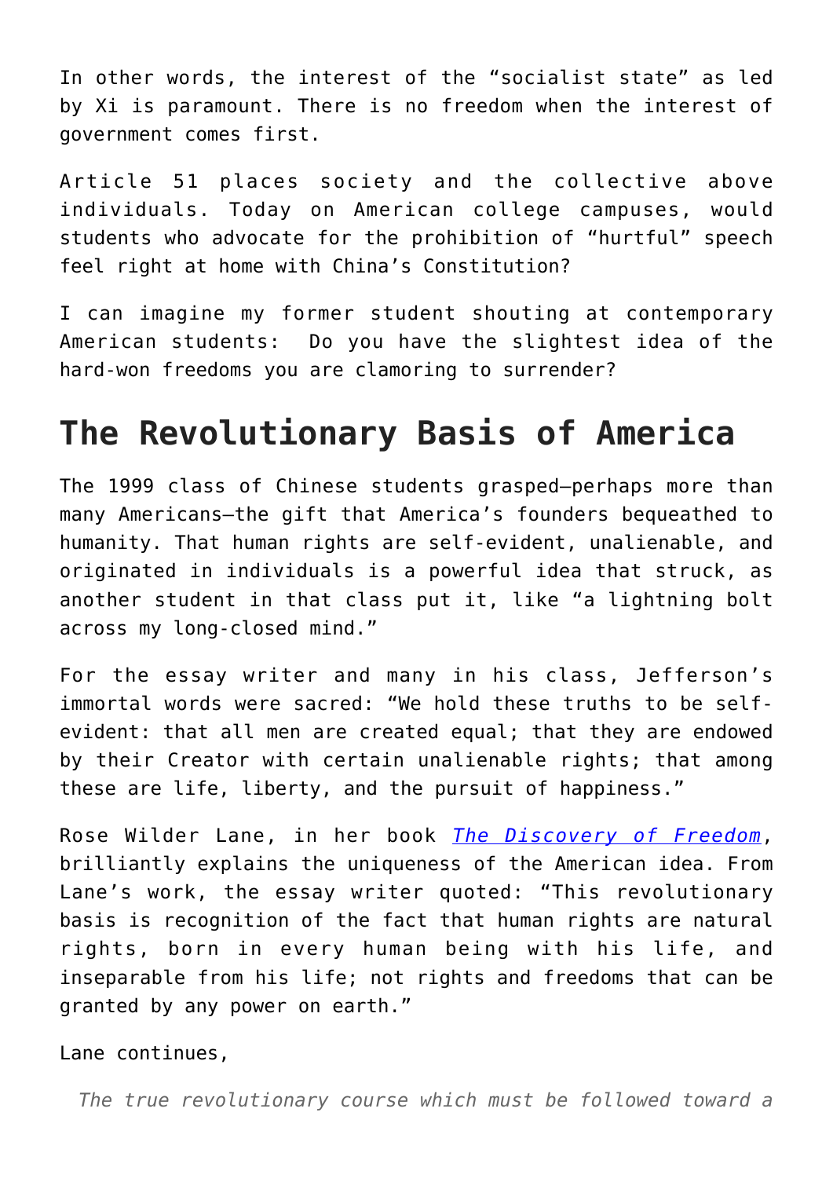In other words, the interest of the "socialist state" as led by Xi is paramount. There is no freedom when the interest of government comes first.

Article 51 places society and the collective above individuals. Today on American college campuses, would students who advocate for the prohibition of "hurtful" speech feel right at home with China's Constitution?

I can imagine my former student shouting at contemporary American students: Do you have the slightest idea of the hard-won freedoms you are clamoring to surrender?

## The Revolutionary Basis of America

The 1999 class of Chinese students grasped—perhaps more than many Americans—the gift that America's founders bequeathed to humanity. That human rights are self-evident, unalienable, and originated in individuals is a powerful idea that struck, as another student in that class put it, like "a lightning bolt across my long-closed mind."

For the essay writer and many in his class, Jefferson's immortal words were sacred: "We hold these truths to be self-evident: that all men are created equal; that they are endowed by their Creator with certain unalienable rights; that among these are life, liberty, and the pursuit of happiness."

Rose Wilder Lane, in her book *The Discovery of Freedom*, brilliantly explains the uniqueness of the American idea. From Lane's work, the essay writer quoted: "This revolutionary basis is recognition of the fact that human rights are natural rights, born in every human being with his life, and inseparable from his life; not rights and freedoms that can be granted by any power on earth."

Lane continues,

> *The true revolutionary course which must be followed toward a*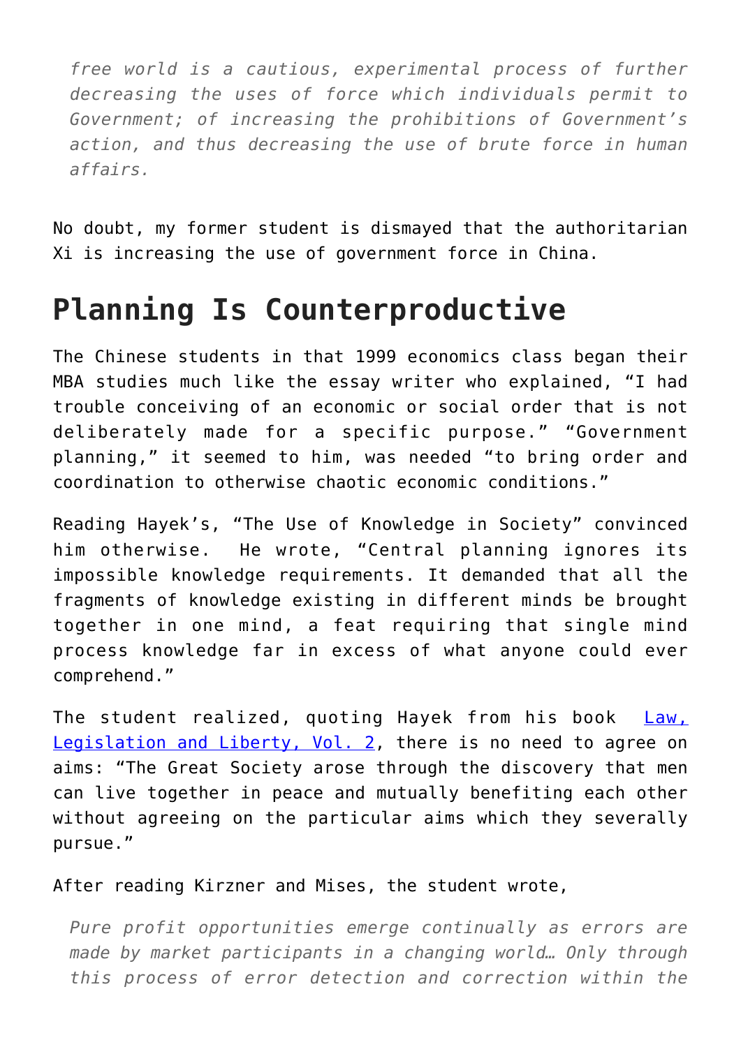> *free world is a cautious, experimental process of further decreasing the uses of force which individuals permit to Government; of increasing the prohibitions of Government's action, and thus decreasing the use of brute force in human affairs.*

No doubt, my former student is dismayed that the authoritarian Xi is increasing the use of government force in China.

## Planning Is Counterproductive

The Chinese students in that 1999 economics class began their MBA studies much like the essay writer who explained, "I had trouble conceiving of an economic or social order that is not deliberately made for a specific purpose." "Government planning," it seemed to him, was needed "to bring order and coordination to otherwise chaotic economic conditions."

Reading Hayek's, "The Use of Knowledge in Society" convinced him otherwise. He wrote, "Central planning ignores its impossible knowledge requirements. It demanded that all the fragments of knowledge existing in different minds be brought together in one mind, a feat requiring that single mind process knowledge far in excess of what anyone could ever comprehend."

The student realized, quoting Hayek from his book [Law, Legislation and Liberty, Vol. 2](), there is no need to agree on aims: "The Great Society arose through the discovery that men can live together in peace and mutually benefiting each other without agreeing on the particular aims which they severally pursue."

After reading Kirzner and Mises, the student wrote,

> *Pure profit opportunities emerge continually as errors are made by market participants in a changing world… Only through this process of error detection and correction within the*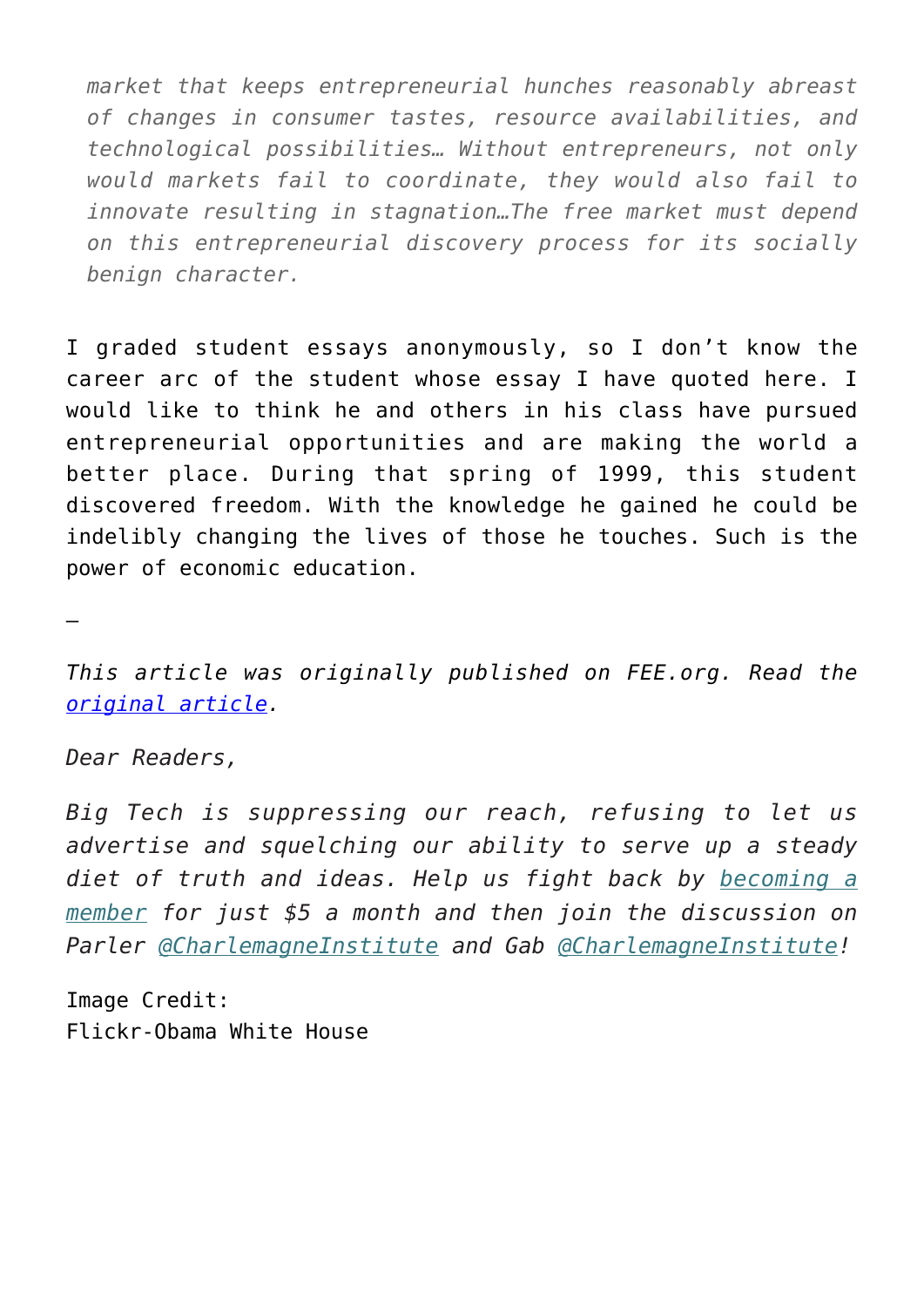> *market that keeps entrepreneurial hunches reasonably abreast of changes in consumer tastes, resource availabilities, and technological possibilities… Without entrepreneurs, not only would markets fail to coordinate, they would also fail to innovate resulting in stagnation…The free market must depend on this entrepreneurial discovery process for its socially benign character.*

I graded student essays anonymously, so I don't know the career arc of the student whose essay I have quoted here. I would like to think he and others in his class have pursued entrepreneurial opportunities and are making the world a better place. During that spring of 1999, this student discovered freedom. With the knowledge he gained he could be indelibly changing the lives of those he touches. Such is the power of economic education.

—

*This article was originally published on FEE.org. Read the [original article](original article).*

*Dear Readers,*

*Big Tech is suppressing our reach, refusing to let us advertise and squelching our ability to serve up a steady diet of truth and ideas. Help us fight back by [becoming a member](becoming a member) for just $5 a month and then join the discussion on Parler [@CharlemagneInstitute](@CharlemagneInstitute) and Gab [@CharlemagneInstitute](@CharlemagneInstitute)!*

Image Credit:
Flickr-Obama White House